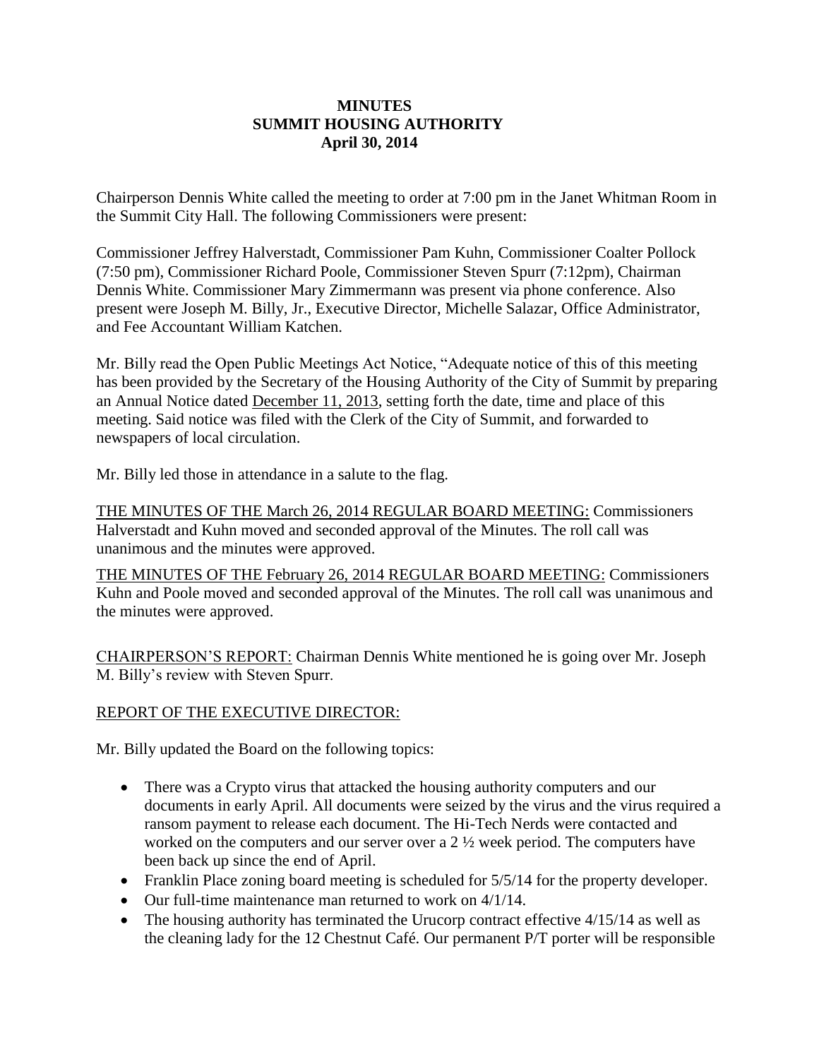# MINUTES
## SUMMIT HOUSING AUTHORITY
### April 30, 2014

Chairperson Dennis White called the meeting to order at 7:00 pm in the Janet Whitman Room in the Summit City Hall. The following Commissioners were present:

Commissioner Jeffrey Halverstadt, Commissioner Pam Kuhn, Commissioner Coalter Pollock (7:50 pm), Commissioner Richard Poole, Commissioner Steven Spurr (7:12pm), Chairman Dennis White. Commissioner Mary Zimmermann was present via phone conference. Also present were Joseph M. Billy, Jr., Executive Director, Michelle Salazar, Office Administrator, and Fee Accountant William Katchen.

Mr. Billy read the Open Public Meetings Act Notice, "Adequate notice of this of this meeting has been provided by the Secretary of the Housing Authority of the City of Summit by preparing an Annual Notice dated December 11, 2013, setting forth the date, time and place of this meeting. Said notice was filed with the Clerk of the City of Summit, and forwarded to newspapers of local circulation.

Mr. Billy led those in attendance in a salute to the flag.

THE MINUTES OF THE March 26, 2014 REGULAR BOARD MEETING: Commissioners Halverstadt and Kuhn moved and seconded approval of the Minutes. The roll call was unanimous and the minutes were approved.

THE MINUTES OF THE February 26, 2014 REGULAR BOARD MEETING: Commissioners Kuhn and Poole moved and seconded approval of the Minutes. The roll call was unanimous and the minutes were approved.

CHAIRPERSON'S REPORT: Chairman Dennis White mentioned he is going over Mr. Joseph M. Billy's review with Steven Spurr.

REPORT OF THE EXECUTIVE DIRECTOR:

Mr. Billy updated the Board on the following topics:

- There was a Crypto virus that attacked the housing authority computers and our documents in early April. All documents were seized by the virus and the virus required a ransom payment to release each document. The Hi-Tech Nerds were contacted and worked on the computers and our server over a 2 ½ week period. The computers have been back up since the end of April.
- Franklin Place zoning board meeting is scheduled for 5/5/14 for the property developer.
- Our full-time maintenance man returned to work on 4/1/14.
- The housing authority has terminated the Urucorp contract effective 4/15/14 as well as the cleaning lady for the 12 Chestnut Café. Our permanent P/T porter will be responsible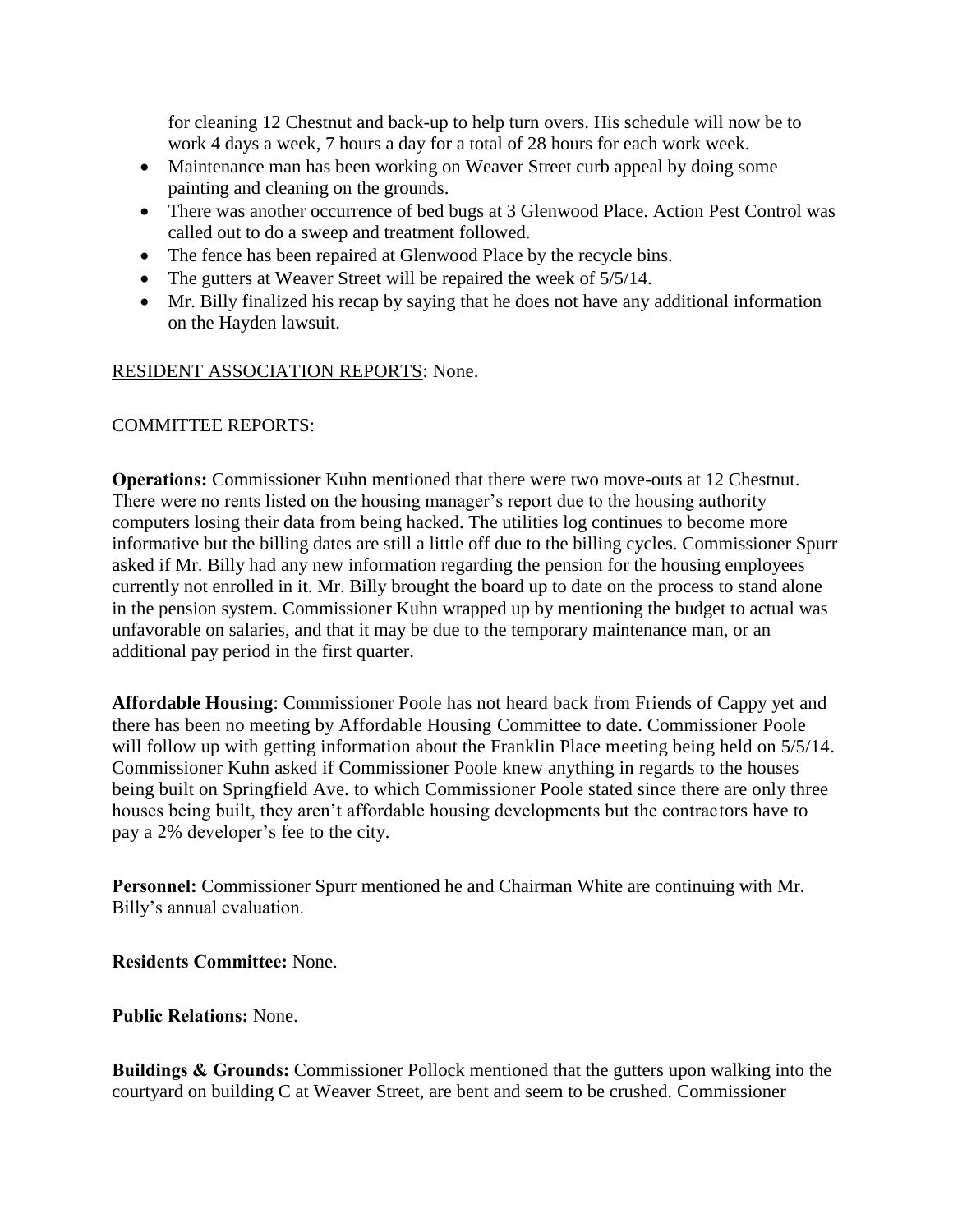for cleaning 12 Chestnut and back-up to help turn overs. His schedule will now be to work 4 days a week, 7 hours a day for a total of 28 hours for each work week.

- Maintenance man has been working on Weaver Street curb appeal by doing some painting and cleaning on the grounds.
- There was another occurrence of bed bugs at 3 Glenwood Place. Action Pest Control was called out to do a sweep and treatment followed.
- The fence has been repaired at Glenwood Place by the recycle bins.
- The gutters at Weaver Street will be repaired the week of 5/5/14.
- Mr. Billy finalized his recap by saying that he does not have any additional information on the Hayden lawsuit.

RESIDENT ASSOCIATION REPORTS: None.

COMMITTEE REPORTS:

**Operations:** Commissioner Kuhn mentioned that there were two move-outs at 12 Chestnut. There were no rents listed on the housing manager's report due to the housing authority computers losing their data from being hacked. The utilities log continues to become more informative but the billing dates are still a little off due to the billing cycles. Commissioner Spurr asked if Mr. Billy had any new information regarding the pension for the housing employees currently not enrolled in it. Mr. Billy brought the board up to date on the process to stand alone in the pension system. Commissioner Kuhn wrapped up by mentioning the budget to actual was unfavorable on salaries, and that it may be due to the temporary maintenance man, or an additional pay period in the first quarter.

**Affordable Housing**: Commissioner Poole has not heard back from Friends of Cappy yet and there has been no meeting by Affordable Housing Committee to date. Commissioner Poole will follow up with getting information about the Franklin Place meeting being held on 5/5/14. Commissioner Kuhn asked if Commissioner Poole knew anything in regards to the houses being built on Springfield Ave. to which Commissioner Poole stated since there are only three houses being built, they aren't affordable housing developments but the contractors have to pay a 2% developer's fee to the city.

**Personnel:** Commissioner Spurr mentioned he and Chairman White are continuing with Mr. Billy's annual evaluation.

**Residents Committee:** None.

**Public Relations:** None.

**Buildings & Grounds:** Commissioner Pollock mentioned that the gutters upon walking into the courtyard on building C at Weaver Street, are bent and seem to be crushed. Commissioner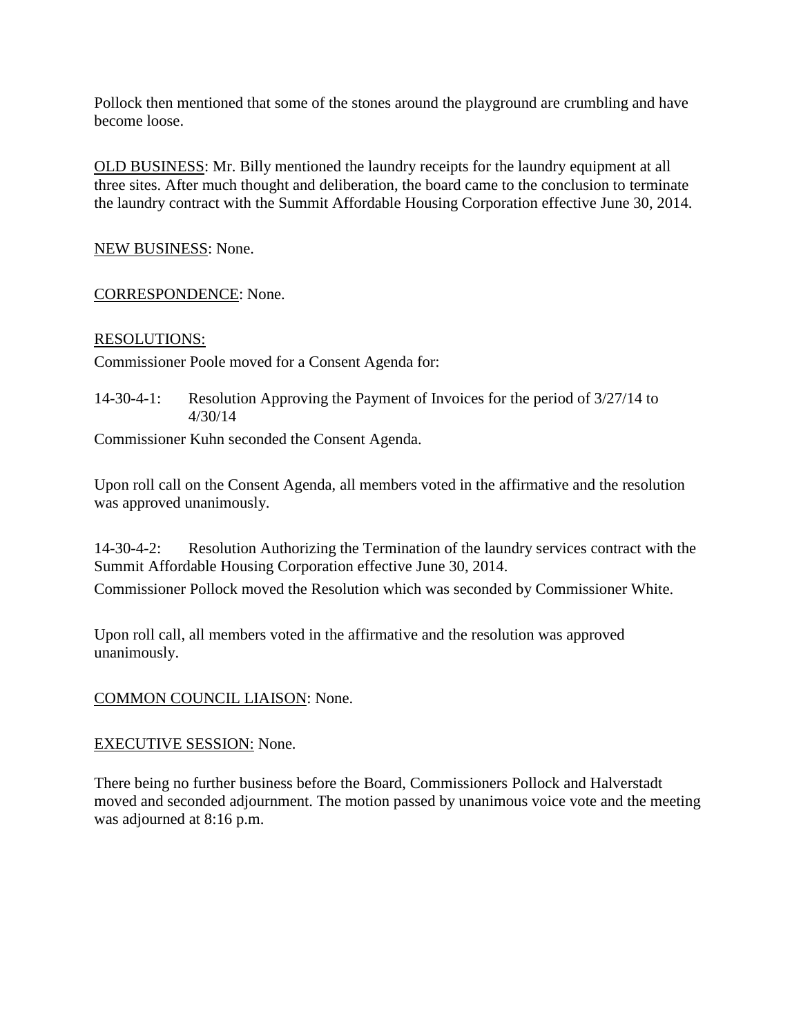Pollock then mentioned that some of the stones around the playground are crumbling and have become loose.

OLD BUSINESS: Mr. Billy mentioned the laundry receipts for the laundry equipment at all three sites. After much thought and deliberation, the board came to the conclusion to terminate the laundry contract with the Summit Affordable Housing Corporation effective June 30, 2014.

NEW BUSINESS: None.

CORRESPONDENCE: None.

RESOLUTIONS:

Commissioner Poole moved for a Consent Agenda for:

14-30-4-1: Resolution Approving the Payment of Invoices for the period of 3/27/14 to 4/30/14

Commissioner Kuhn seconded the Consent Agenda.

Upon roll call on the Consent Agenda, all members voted in the affirmative and the resolution was approved unanimously.

14-30-4-2: Resolution Authorizing the Termination of the laundry services contract with the Summit Affordable Housing Corporation effective June 30, 2014.

Commissioner Pollock moved the Resolution which was seconded by Commissioner White.

Upon roll call, all members voted in the affirmative and the resolution was approved unanimously.

COMMON COUNCIL LIAISON: None.

EXECUTIVE SESSION: None.

There being no further business before the Board, Commissioners Pollock and Halverstadt moved and seconded adjournment. The motion passed by unanimous voice vote and the meeting was adjourned at 8:16 p.m.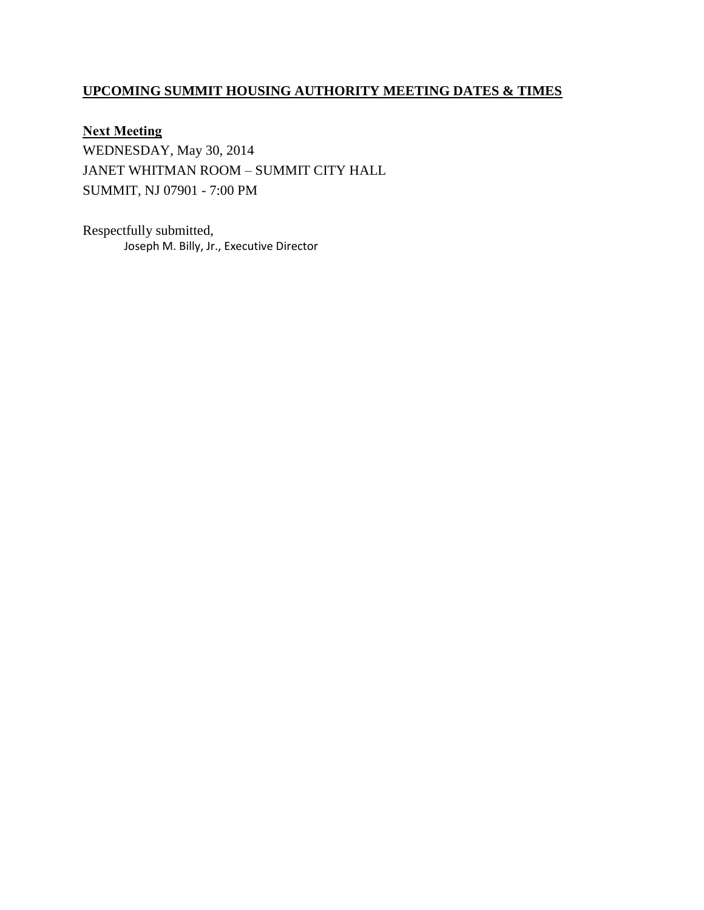**UPCOMING SUMMIT HOUSING AUTHORITY MEETING DATES & TIMES**

**Next Meeting**

WEDNESDAY, May 30, 2014
JANET WHITMAN ROOM – SUMMIT CITY HALL
SUMMIT, NJ 07901 - 7:00 PM

Respectfully submitted,
Joseph M. Billy, Jr., Executive Director